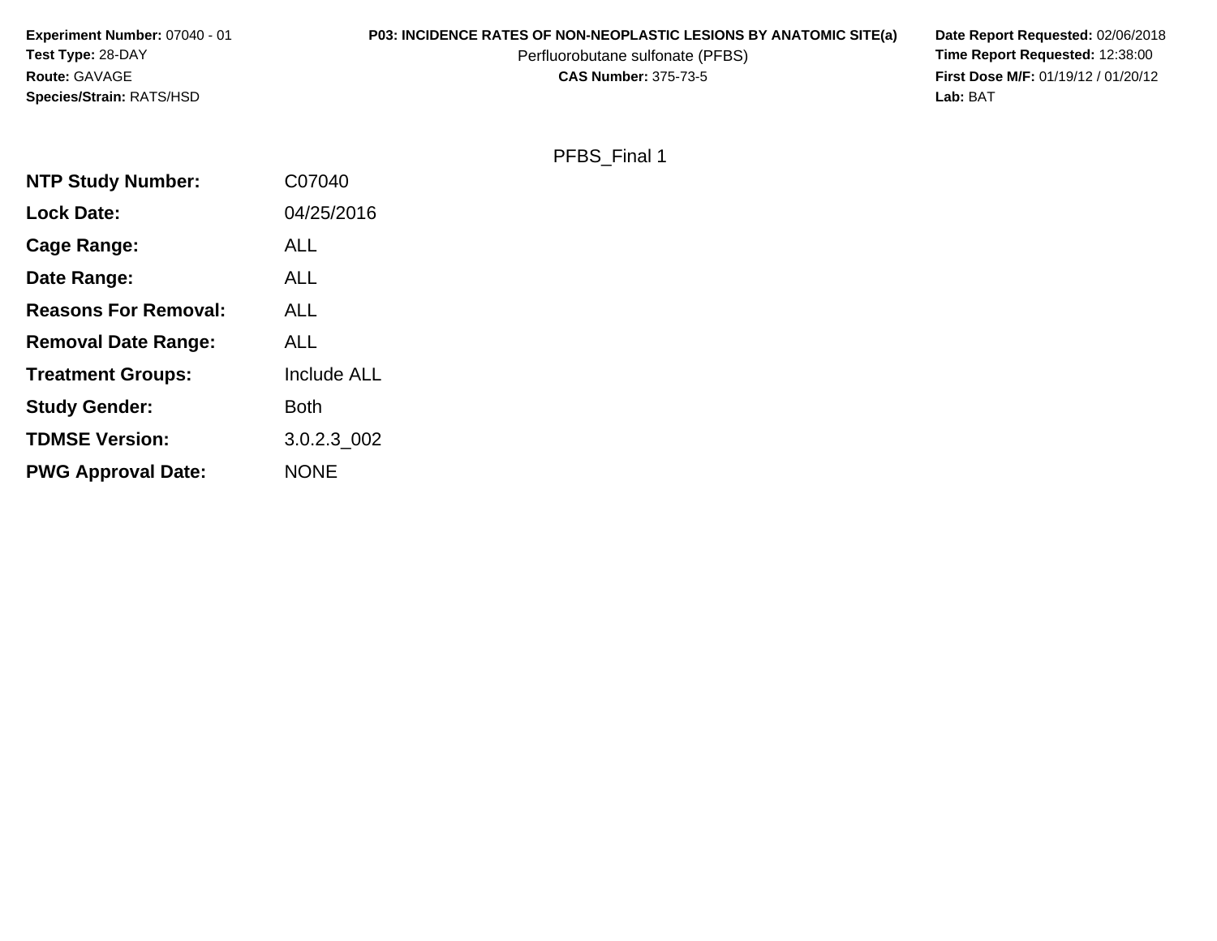**Experiment Number:** 07040 - 01
**Test Type:** 28-DAY
**Route:** GAVAGE
**Species/Strain:** RATS/HSD

**P03: INCIDENCE RATES OF NON-NEOPLASTIC LESIONS BY ANATOMIC SITE(a)**
Perfluorobutane sulfonate (PFBS)
**CAS Number:** 375-73-5

**Date Report Requested:** 02/06/2018
**Time Report Requested:** 12:38:00
**First Dose M/F:** 01/19/12 / 01/20/12
**Lab:** BAT

PFBS_Final 1

| | |
|---|---|
| **NTP Study Number:** | C07040 |
| **Lock Date:** | 04/25/2016 |
| **Cage Range:** | ALL |
| **Date Range:** | ALL |
| **Reasons For Removal:** | ALL |
| **Removal Date Range:** | ALL |
| **Treatment Groups:** | Include ALL |
| **Study Gender:** | Both |
| **TDMSE Version:** | 3.0.2.3_002 |
| **PWG Approval Date:** | NONE |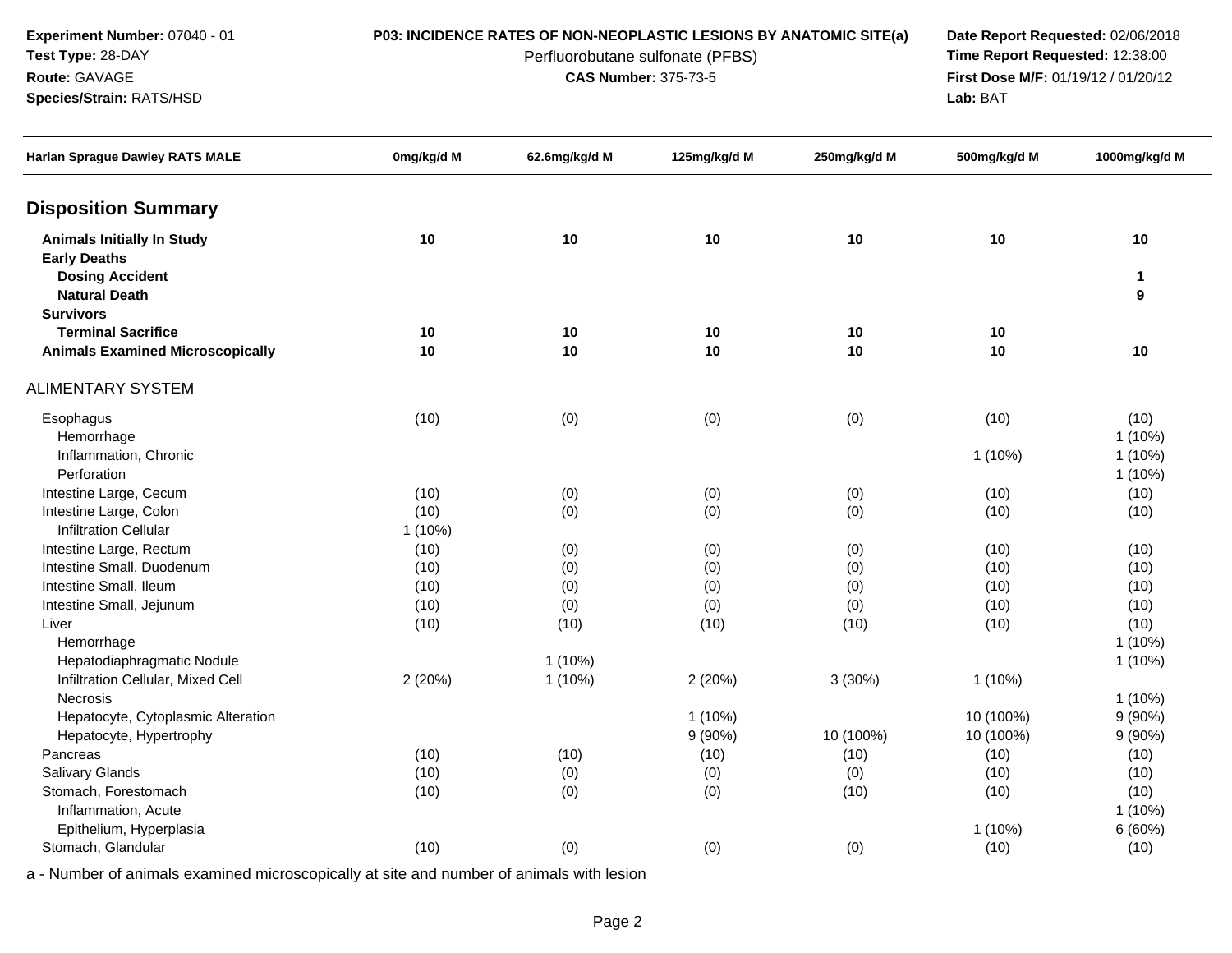**Experiment Number:** 07040 - 01
**Test Type:** 28-DAY
**Route:** GAVAGE
**Species/Strain:** RATS/HSD

**P03: INCIDENCE RATES OF NON-NEOPLASTIC LESIONS BY ANATOMIC SITE(a)**
Perfluorobutane sulfonate (PFBS)
**CAS Number:** 375-73-5

**Date Report Requested:** 02/06/2018
**Time Report Requested:** 12:38:00
**First Dose M/F:** 01/19/12 / 01/20/12
**Lab:** BAT

| Harlan Sprague Dawley RATS MALE | 0mg/kg/d M | 62.6mg/kg/d M | 125mg/kg/d M | 250mg/kg/d M | 500mg/kg/d M | 1000mg/kg/d M |
|---|---|---|---|---|---|---|
| **Disposition Summary** | | | | | | |
| **Animals Initially In Study** | **10** | **10** | **10** | **10** | **10** | **10** |
| **Early Deaths** | | | | | | |
| **Dosing Accident** | | | | | | **1** |
| **Natural Death** | | | | | | **9** |
| **Survivors** | | | | | | |
| **Terminal Sacrifice** | **10** | **10** | **10** | **10** | **10** | |
| **Animals Examined Microscopically** | **10** | **10** | **10** | **10** | **10** | **10** |
| ALIMENTARY SYSTEM | | | | | | |
| Esophagus | (10) | (0) | (0) | (0) | (10) | (10) |
| Hemorrhage | | | | | | 1 (10%) |
| Inflammation, Chronic | | | | | 1 (10%) | 1 (10%) |
| Perforation | | | | | | 1 (10%) |
| Intestine Large, Cecum | (10) | (0) | (0) | (0) | (10) | (10) |
| Intestine Large, Colon | (10) | (0) | (0) | (0) | (10) | (10) |
| Infiltration Cellular | 1 (10%) | | | | | |
| Intestine Large, Rectum | (10) | (0) | (0) | (0) | (10) | (10) |
| Intestine Small, Duodenum | (10) | (0) | (0) | (0) | (10) | (10) |
| Intestine Small, Ileum | (10) | (0) | (0) | (0) | (10) | (10) |
| Intestine Small, Jejunum | (10) | (0) | (0) | (0) | (10) | (10) |
| Liver | (10) | (10) | (10) | (10) | (10) | (10) |
| Hemorrhage | | | | | | 1 (10%) |
| Hepatodiaphragmatic Nodule | | 1 (10%) | | | | 1 (10%) |
| Infiltration Cellular, Mixed Cell | 2 (20%) | 1 (10%) | 2 (20%) | 3 (30%) | 1 (10%) | |
| Necrosis | | | | | | 1 (10%) |
| Hepatocyte, Cytoplasmic Alteration | | | 1 (10%) | | 10 (100%) | 9 (90%) |
| Hepatocyte, Hypertrophy | | | 9 (90%) | 10 (100%) | 10 (100%) | 9 (90%) |
| Pancreas | (10) | (10) | (10) | (10) | (10) | (10) |
| Salivary Glands | (10) | (0) | (0) | (0) | (10) | (10) |
| Stomach, Forestomach | (10) | (0) | (0) | (10) | (10) | (10) |
| Inflammation, Acute | | | | | | 1 (10%) |
| Epithelium, Hyperplasia | | | | | 1 (10%) | 6 (60%) |
| Stomach, Glandular | (10) | (0) | (0) | (0) | (10) | (10) |

a - Number of animals examined microscopically at site and number of animals with lesion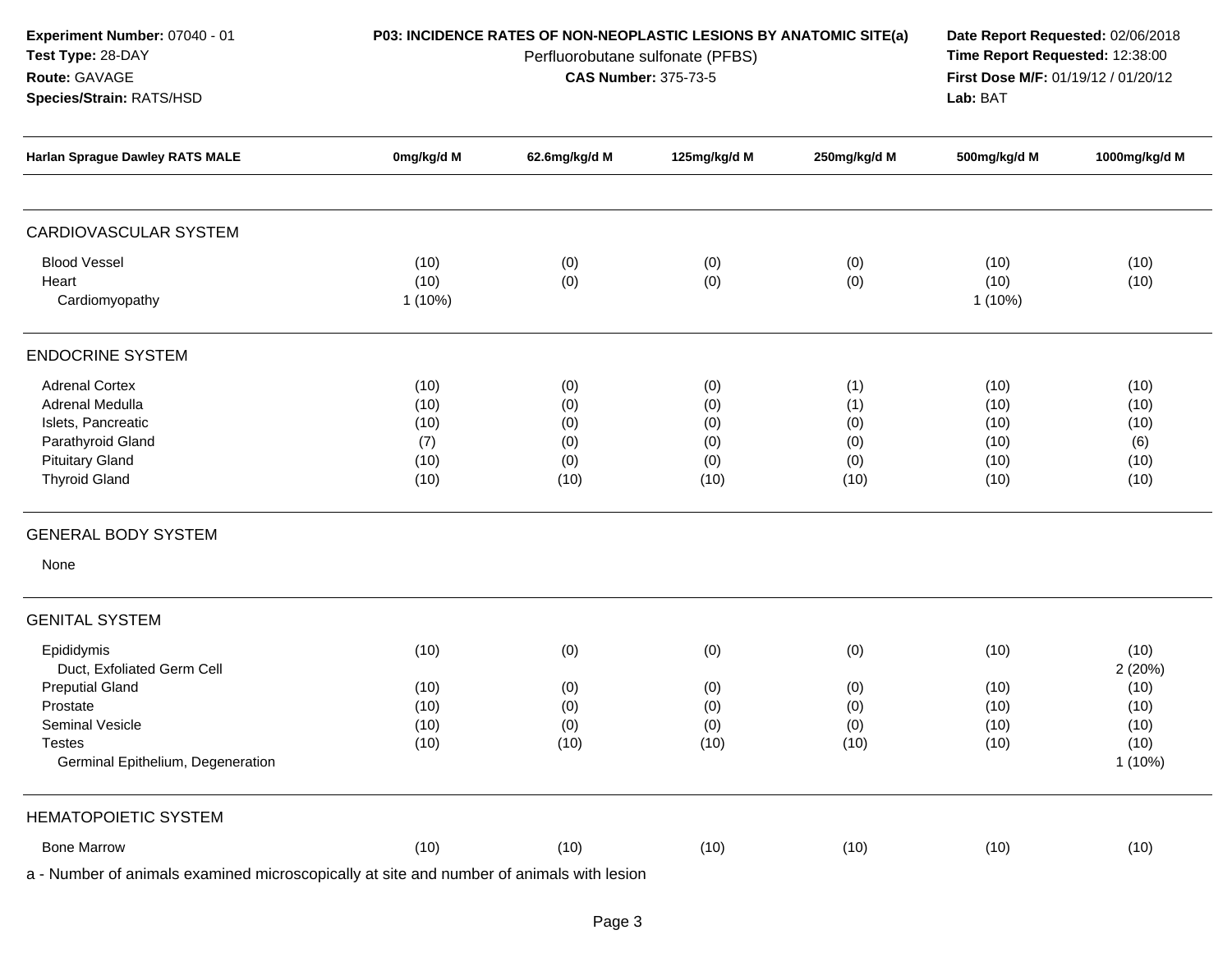**Experiment Number:** 07040 - 01
**Test Type:** 28-DAY
**Route:** GAVAGE
**Species/Strain:** RATS/HSD

**P03: INCIDENCE RATES OF NON-NEOPLASTIC LESIONS BY ANATOMIC SITE(a)**
Perfluorobutane sulfonate (PFBS)
**CAS Number:** 375-73-5

**Date Report Requested:** 02/06/2018
**Time Report Requested:** 12:38:00
**First Dose M/F:** 01/19/12 / 01/20/12
**Lab:** BAT

| Harlan Sprague Dawley RATS MALE | 0mg/kg/d M | 62.6mg/kg/d M | 125mg/kg/d M | 250mg/kg/d M | 500mg/kg/d M | 1000mg/kg/d M |
|---|---|---|---|---|---|---|
| **CARDIOVASCULAR SYSTEM** | | | | | | |
| Blood Vessel | (10) | (0) | (0) | (0) | (10) | (10) |
| Heart | (10) | (0) | (0) | (0) | (10) | (10) |
| Cardiomyopathy | 1 (10%) | | | | 1 (10%) | |
| **ENDOCRINE SYSTEM** | | | | | | |
| Adrenal Cortex | (10) | (0) | (0) | (1) | (10) | (10) |
| Adrenal Medulla | (10) | (0) | (0) | (1) | (10) | (10) |
| Islets, Pancreatic | (10) | (0) | (0) | (0) | (10) | (10) |
| Parathyroid Gland | (7) | (0) | (0) | (0) | (10) | (6) |
| Pituitary Gland | (10) | (0) | (0) | (0) | (10) | (10) |
| Thyroid Gland | (10) | (10) | (10) | (10) | (10) | (10) |
| **GENERAL BODY SYSTEM** | | | | | | |
| None | | | | | | |
| **GENITAL SYSTEM** | | | | | | |
| Epididymis | (10) | (0) | (0) | (0) | (10) | (10) |
| Duct, Exfoliated Germ Cell | | | | | | 2 (20%) |
| Preputial Gland | (10) | (0) | (0) | (0) | (10) | (10) |
| Prostate | (10) | (0) | (0) | (0) | (10) | (10) |
| Seminal Vesicle | (10) | (0) | (0) | (0) | (10) | (10) |
| Testes | (10) | (10) | (10) | (10) | (10) | (10) |
| Germinal Epithelium, Degeneration | | | | | | 1 (10%) |
| **HEMATOPOIETIC SYSTEM** | | | | | | |
| Bone Marrow | (10) | (10) | (10) | (10) | (10) | (10) |

a - Number of animals examined microscopically at site and number of animals with lesion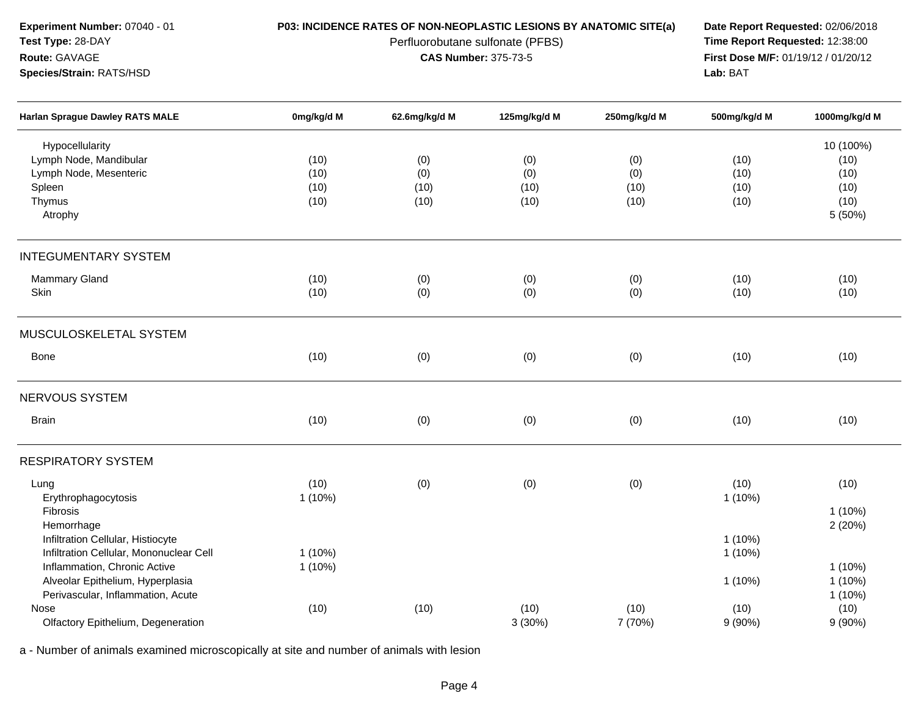**Experiment Number:** 07040 - 01
**Test Type:** 28-DAY
**Route:** GAVAGE
**Species/Strain:** RATS/HSD

**P03: INCIDENCE RATES OF NON-NEOPLASTIC LESIONS BY ANATOMIC SITE(a)**
Perfluorobutane sulfonate (PFBS)
**CAS Number:** 375-73-5

**Date Report Requested:** 02/06/2018
**Time Report Requested:** 12:38:00
**First Dose M/F:** 01/19/12 / 01/20/12
**Lab:** BAT

| Harlan Sprague Dawley RATS MALE | 0mg/kg/d M | 62.6mg/kg/d M | 125mg/kg/d M | 250mg/kg/d M | 500mg/kg/d M | 1000mg/kg/d M |
|---|---|---|---|---|---|---|
| Hypocellularity | | | | | | 10 (100%) |
| Lymph Node, Mandibular | (10) | (0) | (0) | (0) | (10) | (10) |
| Lymph Node, Mesenteric | (10) | (0) | (0) | (0) | (10) | (10) |
| Spleen | (10) | (10) | (10) | (10) | (10) | (10) |
| Thymus | (10) | (10) | (10) | (10) | (10) | (10) |
| Atrophy | | | | | | 5 (50%) |
| **INTEGUMENTARY SYSTEM** | | | | | | |
| Mammary Gland | (10) | (0) | (0) | (0) | (10) | (10) |
| Skin | (10) | (0) | (0) | (0) | (10) | (10) |
| **MUSCULOSKELETAL SYSTEM** | | | | | | |
| Bone | (10) | (0) | (0) | (0) | (10) | (10) |
| **NERVOUS SYSTEM** | | | | | | |
| Brain | (10) | (0) | (0) | (0) | (10) | (10) |
| **RESPIRATORY SYSTEM** | | | | | | |
| Lung | (10) | (0) | (0) | (0) | (10) | (10) |
| Erythrophagocytosis | 1 (10%) | | | | 1 (10%) | |
| Fibrosis | | | | | | 1 (10%) |
| Hemorrhage | | | | | | 2 (20%) |
| Infiltration Cellular, Histiocyte | | | | | 1 (10%) | |
| Infiltration Cellular, Mononuclear Cell | 1 (10%) | | | | 1 (10%) | |
| Inflammation, Chronic Active | 1 (10%) | | | | | 1 (10%) |
| Alveolar Epithelium, Hyperplasia | | | | | 1 (10%) | 1 (10%) |
| Perivascular, Inflammation, Acute | | | | | | 1 (10%) |
| Nose | (10) | (10) | (10) | (10) | (10) | (10) |
| Olfactory Epithelium, Degeneration | | | 3 (30%) | 7 (70%) | 9 (90%) | 9 (90%) |

a - Number of animals examined microscopically at site and number of animals with lesion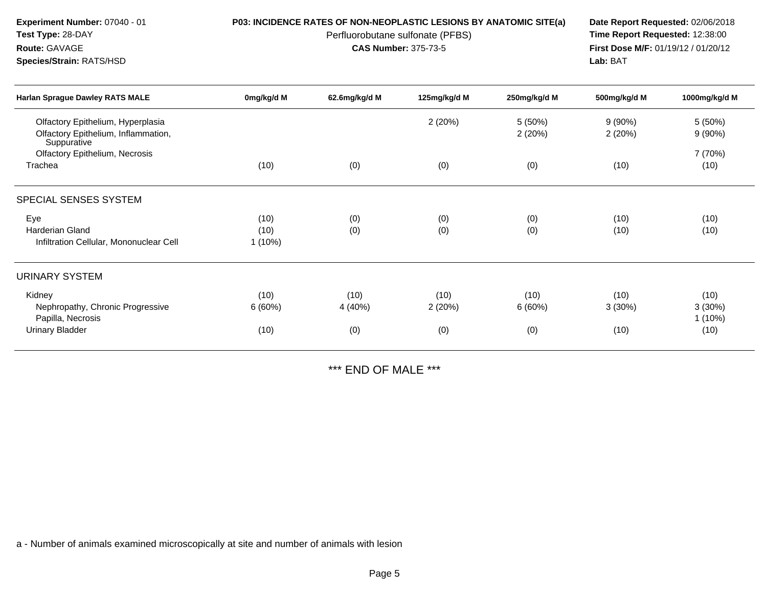**Experiment Number:** 07040 - 01
**Test Type:** 28-DAY
**Route:** GAVAGE
**Species/Strain:** RATS/HSD

**P03: INCIDENCE RATES OF NON-NEOPLASTIC LESIONS BY ANATOMIC SITE(a)**
Perfluorobutane sulfonate (PFBS)
**CAS Number:** 375-73-5

**Date Report Requested:** 02/06/2018
**Time Report Requested:** 12:38:00
**First Dose M/F:** 01/19/12 / 01/20/12
**Lab:** BAT

| Harlan Sprague Dawley RATS MALE | 0mg/kg/d M | 62.6mg/kg/d M | 125mg/kg/d M | 250mg/kg/d M | 500mg/kg/d M | 1000mg/kg/d M |
|---|---|---|---|---|---|---|
| Olfactory Epithelium, Hyperplasia | | | 2 (20%) | 5 (50%) | 9 (90%) | 5 (50%) |
| Olfactory Epithelium, Inflammation, Suppurative | | | | 2 (20%) | 2 (20%) | 9 (90%) |
| Olfactory Epithelium, Necrosis | | | | | | 7 (70%) |
| Trachea | (10) | (0) | (0) | (0) | (10) | (10) |
| **SPECIAL SENSES SYSTEM** | | | | | | |
| Eye | (10) | (0) | (0) | (0) | (10) | (10) |
| Harderian Gland | (10) | (0) | (0) | (0) | (10) | (10) |
| Infiltration Cellular, Mononuclear Cell | 1 (10%) | | | | | |
| **URINARY SYSTEM** | | | | | | |
| Kidney | (10) | (10) | (10) | (10) | (10) | (10) |
| Nephropathy, Chronic Progressive | 6 (60%) | 4 (40%) | 2 (20%) | 6 (60%) | 3 (30%) | 3 (30%) |
| Papilla, Necrosis | | | | | | 1 (10%) |
| Urinary Bladder | (10) | (0) | (0) | (0) | (10) | (10) |

*** END OF MALE ***

a - Number of animals examined microscopically at site and number of animals with lesion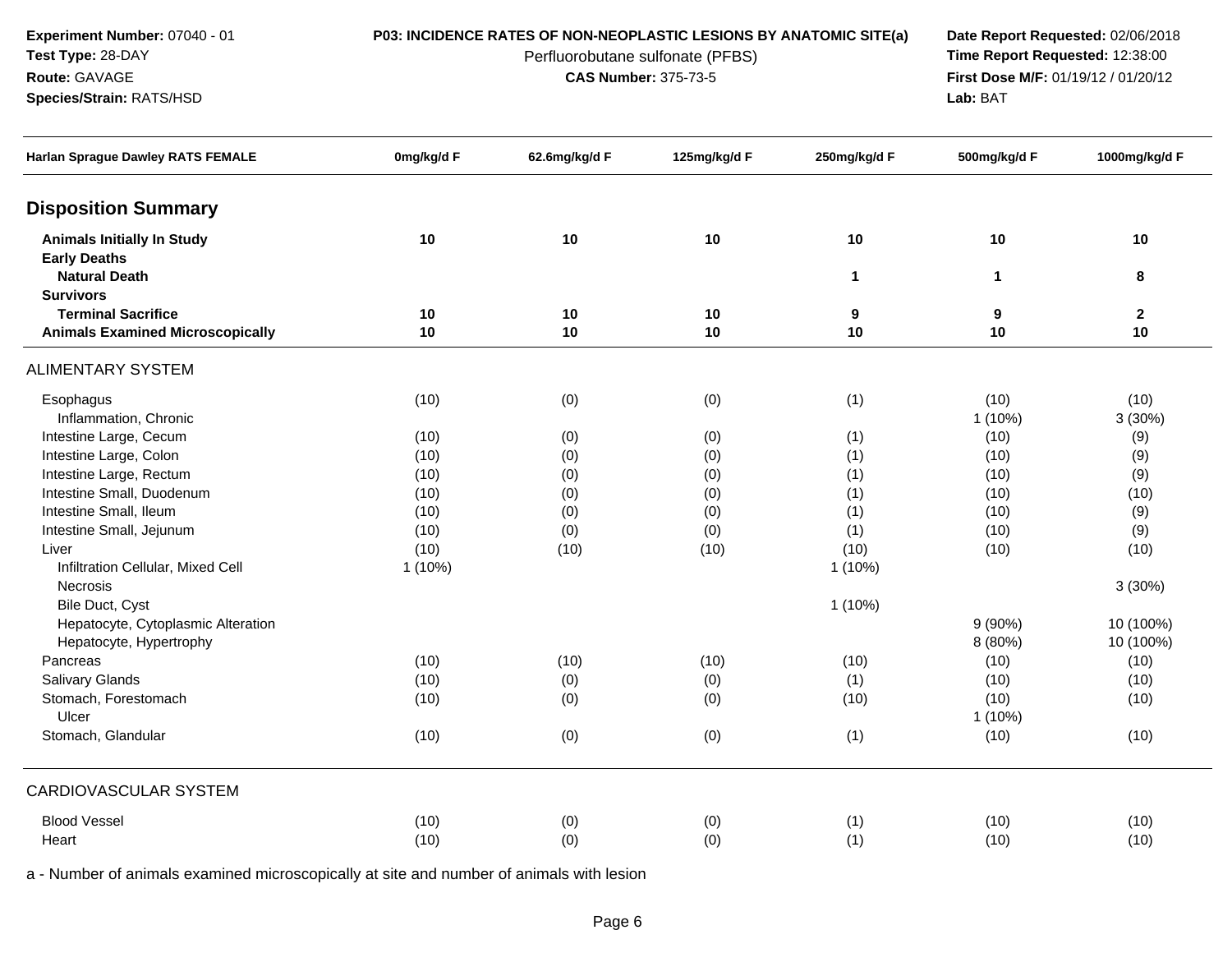**Experiment Number:** 07040 - 01
**Test Type:** 28-DAY
**Route:** GAVAGE
**Species/Strain:** RATS/HSD

**P03: INCIDENCE RATES OF NON-NEOPLASTIC LESIONS BY ANATOMIC SITE(a)**
Perfluorobutane sulfonate (PFBS)
**CAS Number:** 375-73-5

**Date Report Requested:** 02/06/2018
**Time Report Requested:** 12:38:00
**First Dose M/F:** 01/19/12 / 01/20/12
**Lab:** BAT

| Harlan Sprague Dawley RATS FEMALE | 0mg/kg/d F | 62.6mg/kg/d F | 125mg/kg/d F | 250mg/kg/d F | 500mg/kg/d F | 1000mg/kg/d F |
|---|---|---|---|---|---|---|
| **Disposition Summary** | | | | | | |
| **Animals Initially In Study** | **10** | **10** | **10** | **10** | **10** | **10** |
| **Early Deaths** | | | | | | |
| **Natural Death** | | | | **1** | **1** | **8** |
| **Survivors** | | | | | | |
| **Terminal Sacrifice** | **10** | **10** | **10** | **9** | **9** | **2** |
| **Animals Examined Microscopically** | **10** | **10** | **10** | **10** | **10** | **10** |
| ALIMENTARY SYSTEM | | | | | | |
| Esophagus | (10) | (0) | (0) | (1) | (10) | (10) |
| Inflammation, Chronic | | | | | 1 (10%) | 3 (30%) |
| Intestine Large, Cecum | (10) | (0) | (0) | (1) | (10) | (9) |
| Intestine Large, Colon | (10) | (0) | (0) | (1) | (10) | (9) |
| Intestine Large, Rectum | (10) | (0) | (0) | (1) | (10) | (9) |
| Intestine Small, Duodenum | (10) | (0) | (0) | (1) | (10) | (10) |
| Intestine Small, Ileum | (10) | (0) | (0) | (1) | (10) | (9) |
| Intestine Small, Jejunum | (10) | (0) | (0) | (1) | (10) | (9) |
| Liver | (10) | (10) | (10) | (10) | (10) | (10) |
| Infiltration Cellular, Mixed Cell | 1 (10%) | | | 1 (10%) | | |
| Necrosis | | | | | | 3 (30%) |
| Bile Duct, Cyst | | | | 1 (10%) | | |
| Hepatocyte, Cytoplasmic Alteration | | | | | 9 (90%) | 10 (100%) |
| Hepatocyte, Hypertrophy | | | | | 8 (80%) | 10 (100%) |
| Pancreas | (10) | (10) | (10) | (10) | (10) | (10) |
| Salivary Glands | (10) | (0) | (0) | (1) | (10) | (10) |
| Stomach, Forestomach | (10) | (0) | (0) | (10) | (10) | (10) |
| Ulcer | | | | | 1 (10%) | |
| Stomach, Glandular | (10) | (0) | (0) | (1) | (10) | (10) |
| CARDIOVASCULAR SYSTEM | | | | | | |
| Blood Vessel | (10) | (0) | (0) | (1) | (10) | (10) |
| Heart | (10) | (0) | (0) | (1) | (10) | (10) |

a - Number of animals examined microscopically at site and number of animals with lesion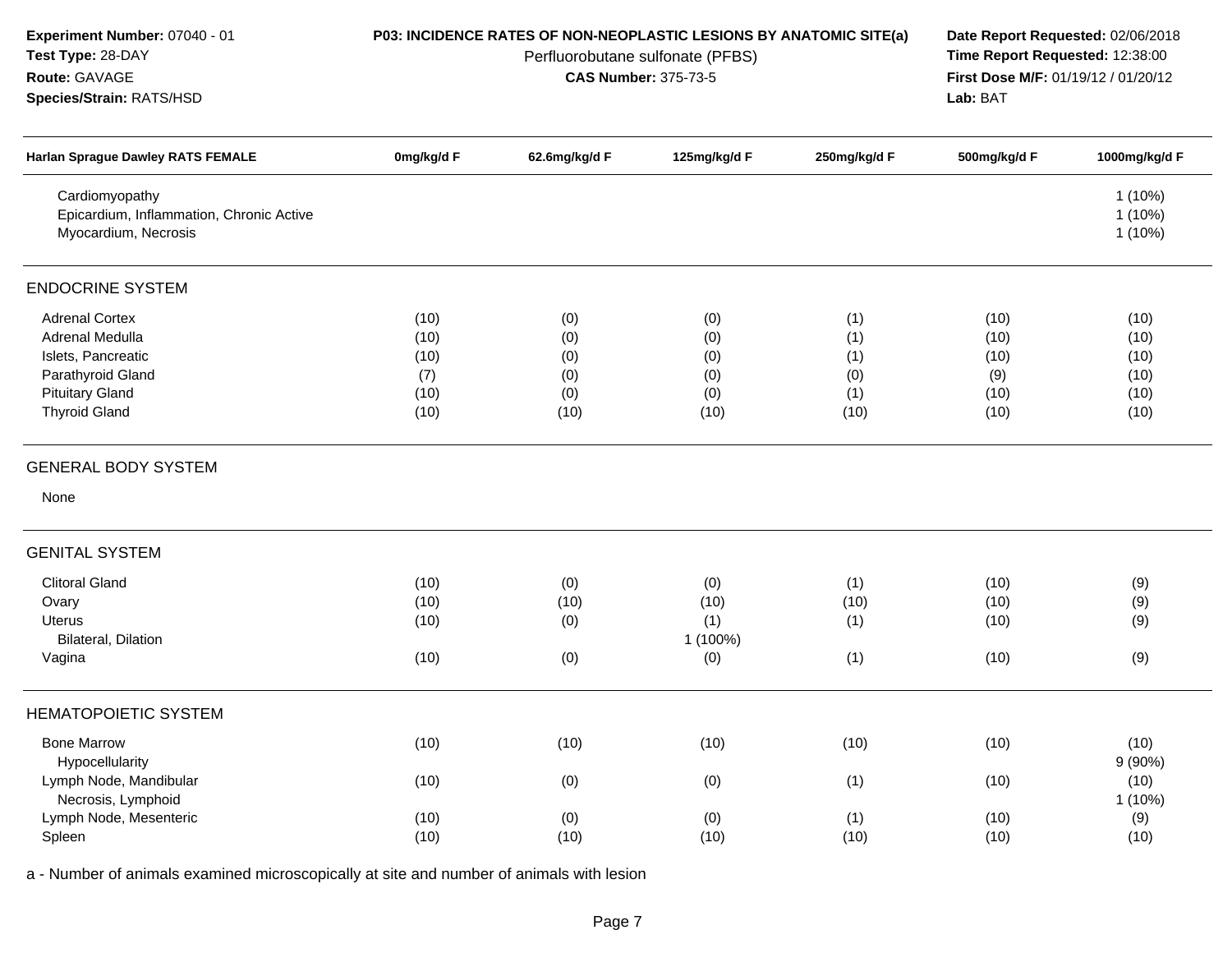**Experiment Number:** 07040 - 01
**Test Type:** 28-DAY
**Route:** GAVAGE
**Species/Strain:** RATS/HSD

**P03: INCIDENCE RATES OF NON-NEOPLASTIC LESIONS BY ANATOMIC SITE(a)**
Perfluorobutane sulfonate (PFBS)
**CAS Number:** 375-73-5

**Date Report Requested:** 02/06/2018
**Time Report Requested:** 12:38:00
**First Dose M/F:** 01/19/12 / 01/20/12
**Lab:** BAT

| Harlan Sprague Dawley RATS FEMALE | 0mg/kg/d F | 62.6mg/kg/d F | 125mg/kg/d F | 250mg/kg/d F | 500mg/kg/d F | 1000mg/kg/d F |
|---|---|---|---|---|---|---|
| Cardiomyopathy | | | | | | 1 (10%) |
| Epicardium, Inflammation, Chronic Active | | | | | | 1 (10%) |
| Myocardium, Necrosis | | | | | | 1 (10%) |
| **ENDOCRINE SYSTEM** | | | | | | |
| Adrenal Cortex | (10) | (0) | (0) | (1) | (10) | (10) |
| Adrenal Medulla | (10) | (0) | (0) | (1) | (10) | (10) |
| Islets, Pancreatic | (10) | (0) | (0) | (1) | (10) | (10) |
| Parathyroid Gland | (7) | (0) | (0) | (0) | (9) | (10) |
| Pituitary Gland | (10) | (0) | (0) | (1) | (10) | (10) |
| Thyroid Gland | (10) | (10) | (10) | (10) | (10) | (10) |
| **GENERAL BODY SYSTEM** | | | | | | |
| None | | | | | | |
| **GENITAL SYSTEM** | | | | | | |
| Clitoral Gland | (10) | (0) | (0) | (1) | (10) | (9) |
| Ovary | (10) | (10) | (10) | (10) | (10) | (9) |
| Uterus | (10) | (0) | (1) | (1) | (10) | (9) |
| Bilateral, Dilation | | | 1 (100%) | | | |
| Vagina | (10) | (0) | (0) | (1) | (10) | (9) |
| **HEMATOPOIETIC SYSTEM** | | | | | | |
| Bone Marrow | (10) | (10) | (10) | (10) | (10) | (10) |
| Hypocellularity | | | | | | 9 (90%) |
| Lymph Node, Mandibular | (10) | (0) | (0) | (1) | (10) | (10) |
| Necrosis, Lymphoid | | | | | | 1 (10%) |
| Lymph Node, Mesenteric | (10) | (0) | (0) | (1) | (10) | (9) |
| Spleen | (10) | (10) | (10) | (10) | (10) | (10) |

a - Number of animals examined microscopically at site and number of animals with lesion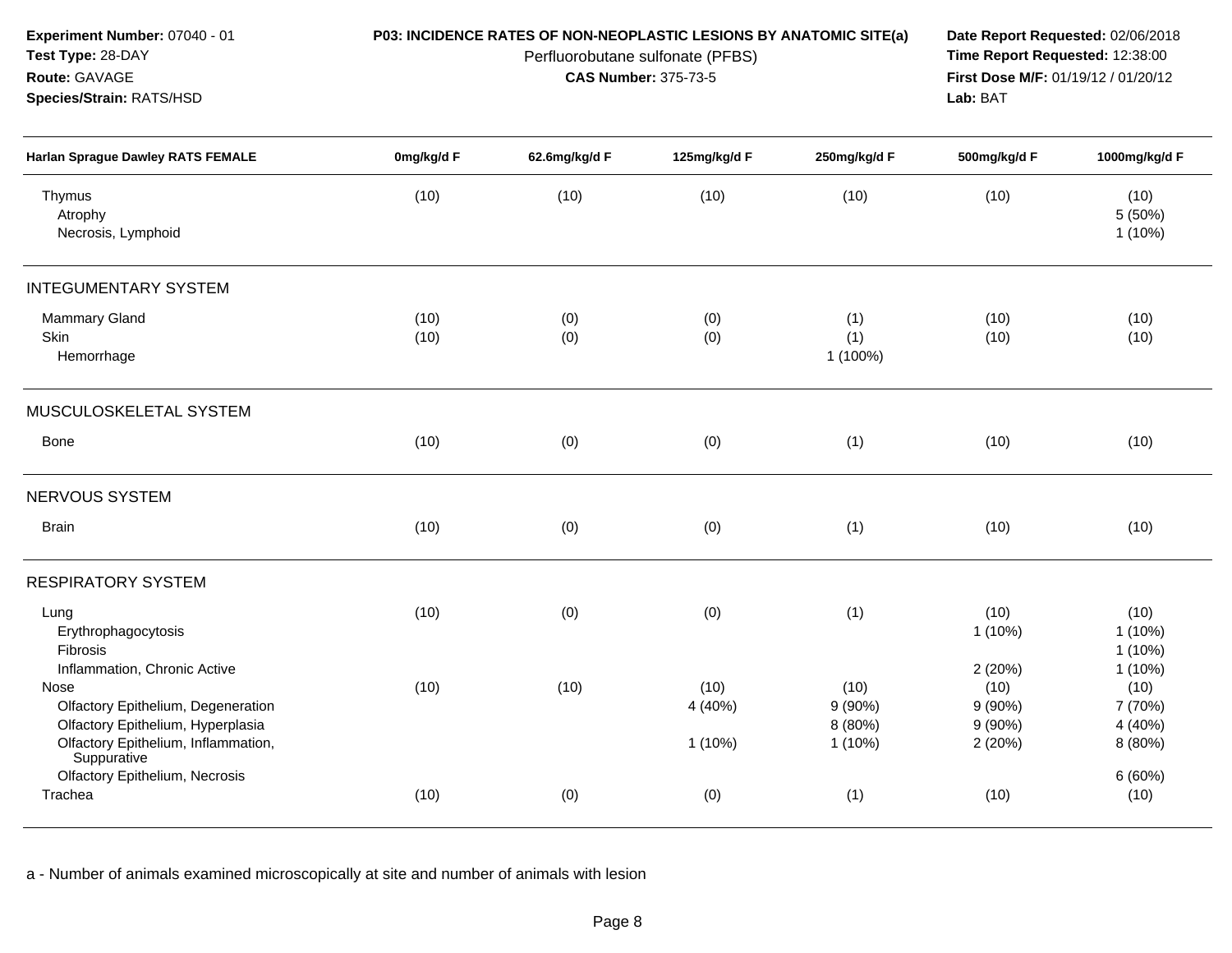**Experiment Number:** 07040 - 01
**Test Type:** 28-DAY
**Route:** GAVAGE
**Species/Strain:** RATS/HSD

**P03: INCIDENCE RATES OF NON-NEOPLASTIC LESIONS BY ANATOMIC SITE(a)**
Perfluorobutane sulfonate (PFBS)
**CAS Number:** 375-73-5

**Date Report Requested:** 02/06/2018
**Time Report Requested:** 12:38:00
**First Dose M/F:** 01/19/12 / 01/20/12
**Lab:** BAT

| Harlan Sprague Dawley RATS FEMALE | 0mg/kg/d F | 62.6mg/kg/d F | 125mg/kg/d F | 250mg/kg/d F | 500mg/kg/d F | 1000mg/kg/d F |
|---|---|---|---|---|---|---|
| Thymus | (10) | (10) | (10) | (10) | (10) | (10) |
| Atrophy | | | | | | 5 (50%) |
| Necrosis, Lymphoid | | | | | | 1 (10%) |
| **INTEGUMENTARY SYSTEM** | | | | | | |
| Mammary Gland | (10) | (0) | (0) | (1) | (10) | (10) |
| Skin | (10) | (0) | (0) | (1) | (10) | (10) |
| Hemorrhage | | | | 1 (100%) | | |
| **MUSCULOSKELETAL SYSTEM** | | | | | | |
| Bone | (10) | (0) | (0) | (1) | (10) | (10) |
| **NERVOUS SYSTEM** | | | | | | |
| Brain | (10) | (0) | (0) | (1) | (10) | (10) |
| **RESPIRATORY SYSTEM** | | | | | | |
| Lung | (10) | (0) | (0) | (1) | (10) | (10) |
| Erythrophagocytosis | | | | | 1 (10%) | 1 (10%) |
| Fibrosis | | | | | | 1 (10%) |
| Inflammation, Chronic Active | | | | | 2 (20%) | 1 (10%) |
| Nose | (10) | (10) | (10) | (10) | (10) | (10) |
| Olfactory Epithelium, Degeneration | | | 4 (40%) | 9 (90%) | 9 (90%) | 7 (70%) |
| Olfactory Epithelium, Hyperplasia | | | | 8 (80%) | 9 (90%) | 4 (40%) |
| Olfactory Epithelium, Inflammation, Suppurative | | | 1 (10%) | 1 (10%) | 2 (20%) | 8 (80%) |
| Olfactory Epithelium, Necrosis | | | | | | 6 (60%) |
| Trachea | (10) | (0) | (0) | (1) | (10) | (10) |

a - Number of animals examined microscopically at site and number of animals with lesion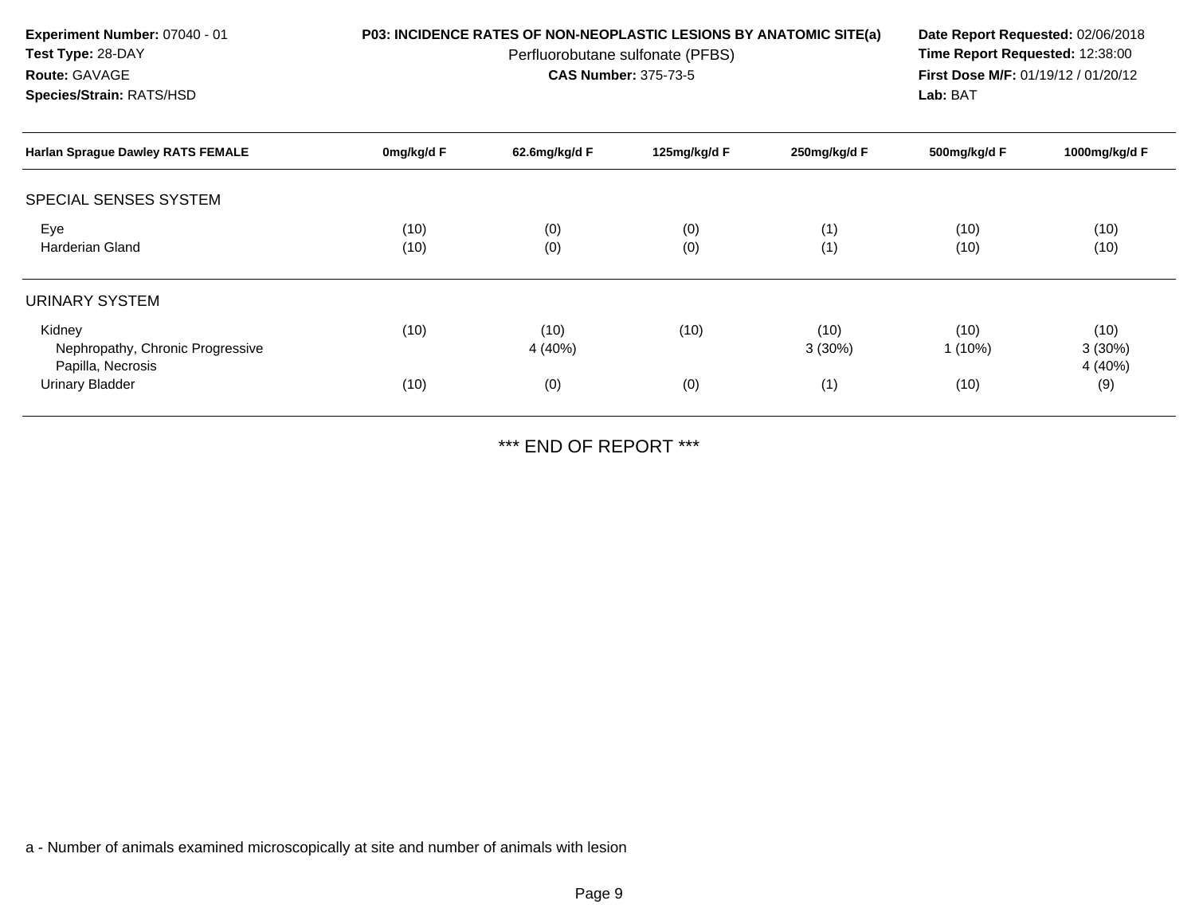**Experiment Number:** 07040 - 01
**Test Type:** 28-DAY
**Route:** GAVAGE
**Species/Strain:** RATS/HSD

**P03: INCIDENCE RATES OF NON-NEOPLASTIC LESIONS BY ANATOMIC SITE(a)**
Perfluorobutane sulfonate (PFBS)
**CAS Number:** 375-73-5

**Date Report Requested:** 02/06/2018
**Time Report Requested:** 12:38:00
**First Dose M/F:** 01/19/12 / 01/20/12
**Lab:** BAT

| Harlan Sprague Dawley RATS FEMALE | 0mg/kg/d F | 62.6mg/kg/d F | 125mg/kg/d F | 250mg/kg/d F | 500mg/kg/d F | 1000mg/kg/d F |
|---|---|---|---|---|---|---|
| SPECIAL SENSES SYSTEM | | | | | | |
| Eye | (10) | (0) | (0) | (1) | (10) | (10) |
| Harderian Gland | (10) | (0) | (0) | (1) | (10) | (10) |
| URINARY SYSTEM | | | | | | |
| Kidney | (10) | (10) | (10) | (10) | (10) | (10) |
| Nephropathy, Chronic Progressive | | 4 (40%) | | 3 (30%) | 1 (10%) | 3 (30%) |
| Papilla, Necrosis | | | | | | 4 (40%) |
| Urinary Bladder | (10) | (0) | (0) | (1) | (10) | (9) |

\*\*\* END OF REPORT \*\*\*

a - Number of animals examined microscopically at site and number of animals with lesion